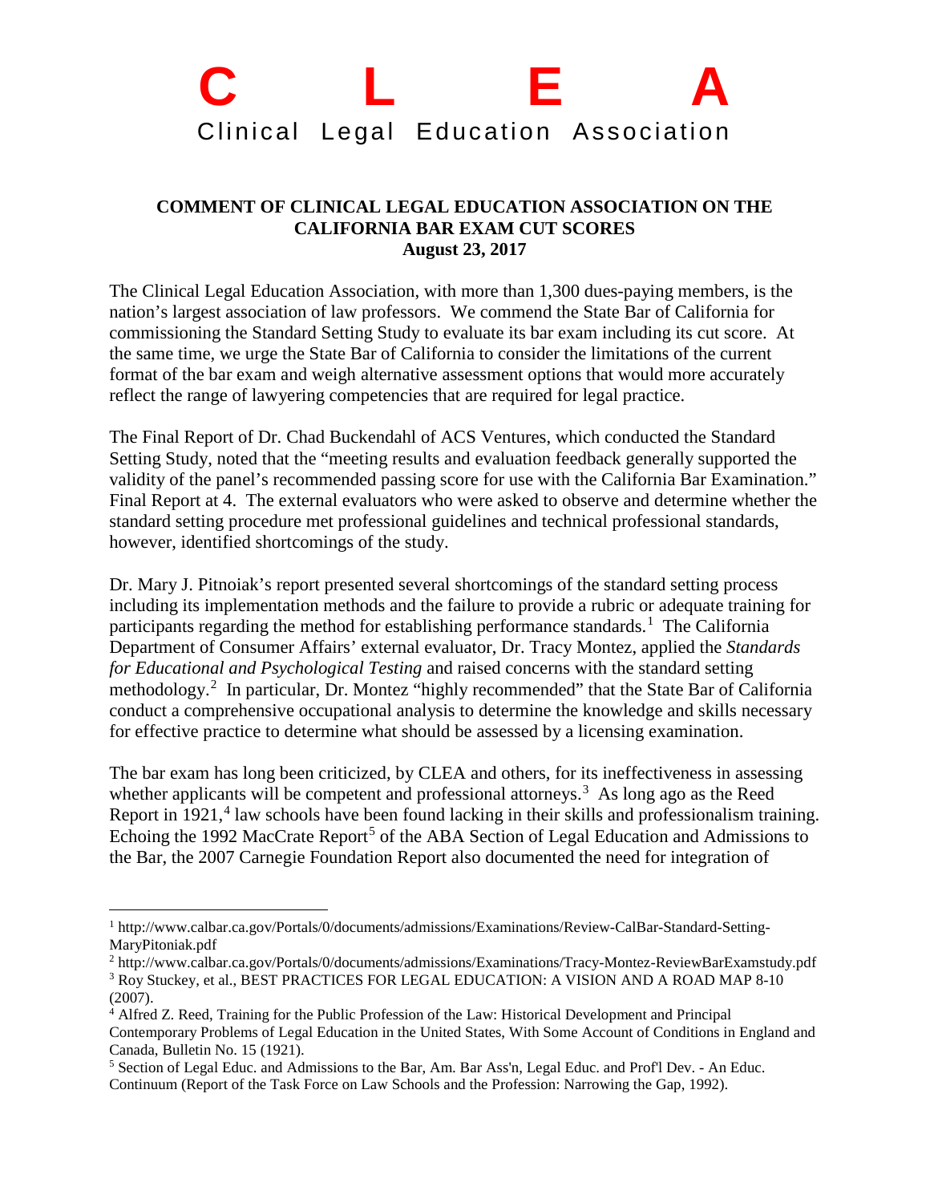# C L E A

Clinical Legal Education Association

**COMMENT OF CLINICAL LEGAL EDUCATION ASSOCIATION ON THE CALIFORNIA BAR EXAM CUT SCORES**
**August 23, 2017**

The Clinical Legal Education Association, with more than 1,300 dues-paying members, is the nation's largest association of law professors. We commend the State Bar of California for commissioning the Standard Setting Study to evaluate its bar exam including its cut score. At the same time, we urge the State Bar of California to consider the limitations of the current format of the bar exam and weigh alternative assessment options that would more accurately reflect the range of lawyering competencies that are required for legal practice.

The Final Report of Dr. Chad Buckendahl of ACS Ventures, which conducted the Standard Setting Study, noted that the "meeting results and evaluation feedback generally supported the validity of the panel's recommended passing score for use with the California Bar Examination." Final Report at 4. The external evaluators who were asked to observe and determine whether the standard setting procedure met professional guidelines and technical professional standards, however, identified shortcomings of the study.

Dr. Mary J. Pitnoiak's report presented several shortcomings of the standard setting process including its implementation methods and the failure to provide a rubric or adequate training for participants regarding the method for establishing performance standards.[1] The California Department of Consumer Affairs' external evaluator, Dr. Tracy Montez, applied the *Standards for Educational and Psychological Testing* and raised concerns with the standard setting methodology.[2] In particular, Dr. Montez "highly recommended" that the State Bar of California conduct a comprehensive occupational analysis to determine the knowledge and skills necessary for effective practice to determine what should be assessed by a licensing examination.

The bar exam has long been criticized, by CLEA and others, for its ineffectiveness in assessing whether applicants will be competent and professional attorneys.[3] As long ago as the Reed Report in 1921,[4] law schools have been found lacking in their skills and professionalism training. Echoing the 1992 MacCrate Report[5] of the ABA Section of Legal Education and Admissions to the Bar, the 2007 Carnegie Foundation Report also documented the need for integration of

---

[1] http://www.calbar.ca.gov/Portals/0/documents/admissions/Examinations/Review-CalBar-Standard-Setting-MaryPitoniak.pdf

[2] http://www.calbar.ca.gov/Portals/0/documents/admissions/Examinations/Tracy-Montez-ReviewBarExamstudy.pdf

[3] Roy Stuckey, et al., BEST PRACTICES FOR LEGAL EDUCATION: A VISION AND A ROAD MAP 8-10 (2007).

[4] Alfred Z. Reed, Training for the Public Profession of the Law: Historical Development and Principal Contemporary Problems of Legal Education in the United States, With Some Account of Conditions in England and Canada, Bulletin No. 15 (1921).

[5] Section of Legal Educ. and Admissions to the Bar, Am. Bar Ass'n, Legal Educ. and Prof'l Dev. - An Educ. Continuum (Report of the Task Force on Law Schools and the Profession: Narrowing the Gap, 1992).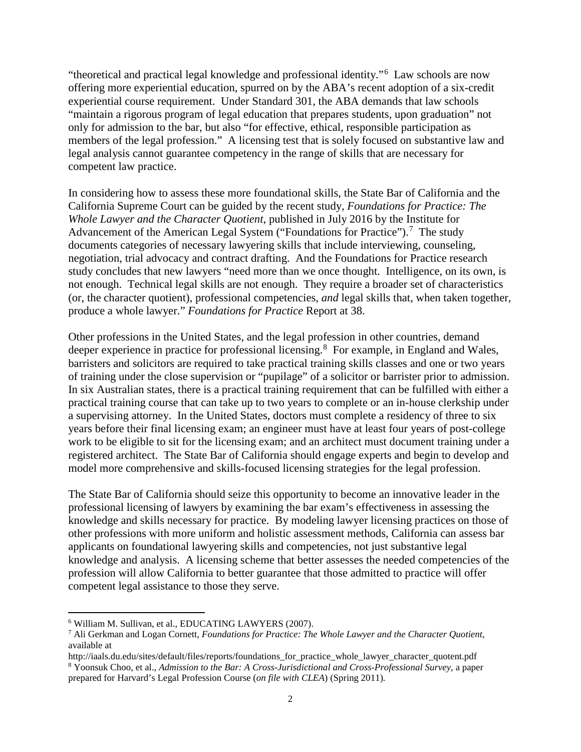"theoretical and practical legal knowledge and professional identity."[6] Law schools are now offering more experiential education, spurred on by the ABA's recent adoption of a six-credit experiential course requirement. Under Standard 301, the ABA demands that law schools "maintain a rigorous program of legal education that prepares students, upon graduation" not only for admission to the bar, but also "for effective, ethical, responsible participation as members of the legal profession." A licensing test that is solely focused on substantive law and legal analysis cannot guarantee competency in the range of skills that are necessary for competent law practice.

In considering how to assess these more foundational skills, the State Bar of California and the California Supreme Court can be guided by the recent study, *Foundations for Practice: The Whole Lawyer and the Character Quotient*, published in July 2016 by the Institute for Advancement of the American Legal System ("Foundations for Practice").[7] The study documents categories of necessary lawyering skills that include interviewing, counseling, negotiation, trial advocacy and contract drafting. And the Foundations for Practice research study concludes that new lawyers "need more than we once thought. Intelligence, on its own, is not enough. Technical legal skills are not enough. They require a broader set of characteristics (or, the character quotient), professional competencies, *and* legal skills that, when taken together, produce a whole lawyer." *Foundations for Practice* Report at 38.

Other professions in the United States, and the legal profession in other countries, demand deeper experience in practice for professional licensing.[8] For example, in England and Wales, barristers and solicitors are required to take practical training skills classes and one or two years of training under the close supervision or "pupilage" of a solicitor or barrister prior to admission. In six Australian states, there is a practical training requirement that can be fulfilled with either a practical training course that can take up to two years to complete or an in-house clerkship under a supervising attorney. In the United States, doctors must complete a residency of three to six years before their final licensing exam; an engineer must have at least four years of post-college work to be eligible to sit for the licensing exam; and an architect must document training under a registered architect. The State Bar of California should engage experts and begin to develop and model more comprehensive and skills-focused licensing strategies for the legal profession.

The State Bar of California should seize this opportunity to become an innovative leader in the professional licensing of lawyers by examining the bar exam's effectiveness in assessing the knowledge and skills necessary for practice. By modeling lawyer licensing practices on those of other professions with more uniform and holistic assessment methods, California can assess bar applicants on foundational lawyering skills and competencies, not just substantive legal knowledge and analysis. A licensing scheme that better assesses the needed competencies of the profession will allow California to better guarantee that those admitted to practice will offer competent legal assistance to those they serve.

---

[6] William M. Sullivan, et al., EDUCATING LAWYERS (2007).

[7] Ali Gerkman and Logan Cornett, *Foundations for Practice: The Whole Lawyer and the Character Quotient*, available at http://iaals.du.edu/sites/default/files/reports/foundations_for_practice_whole_lawyer_character_quotent.pdf

[8] Yoonsuk Choo, et al., *Admission to the Bar: A Cross-Jurisdictional and Cross-Professional Survey*, a paper prepared for Harvard's Legal Profession Course (*on file with CLEA*) (Spring 2011).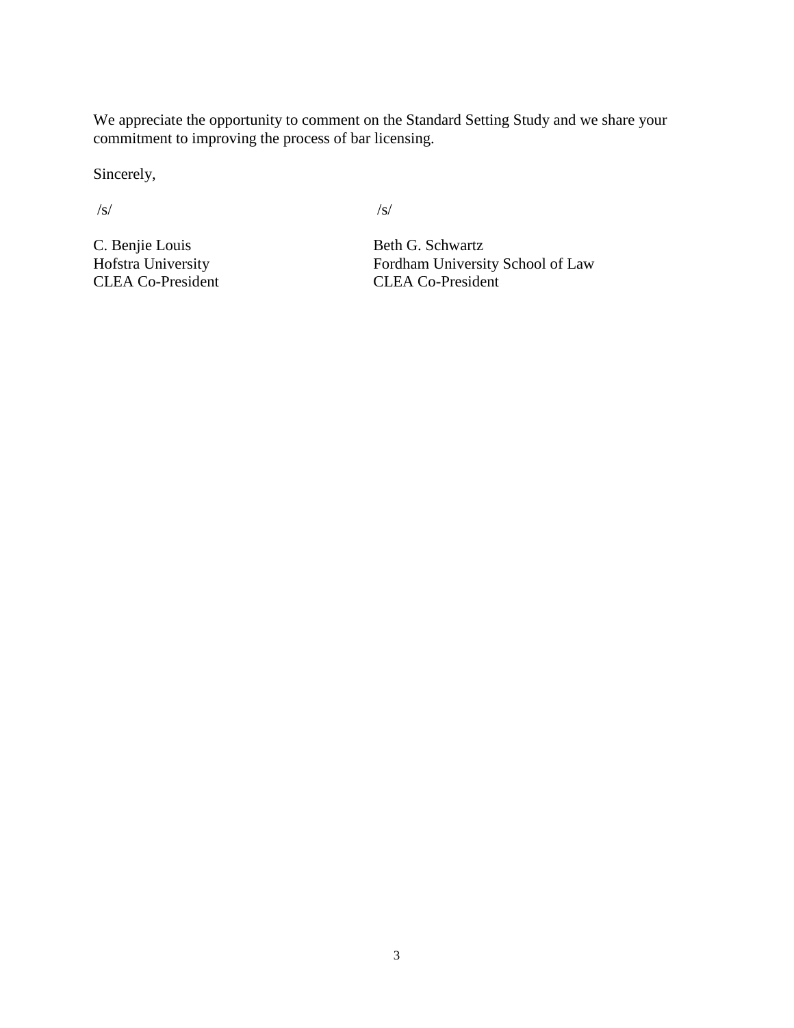We appreciate the opportunity to comment on the Standard Setting Study and we share your commitment to improving the process of bar licensing.

Sincerely,

/s/

C. Benjie Louis
Hofstra University
CLEA Co-President

/s/

Beth G. Schwartz
Fordham University School of Law
CLEA Co-President